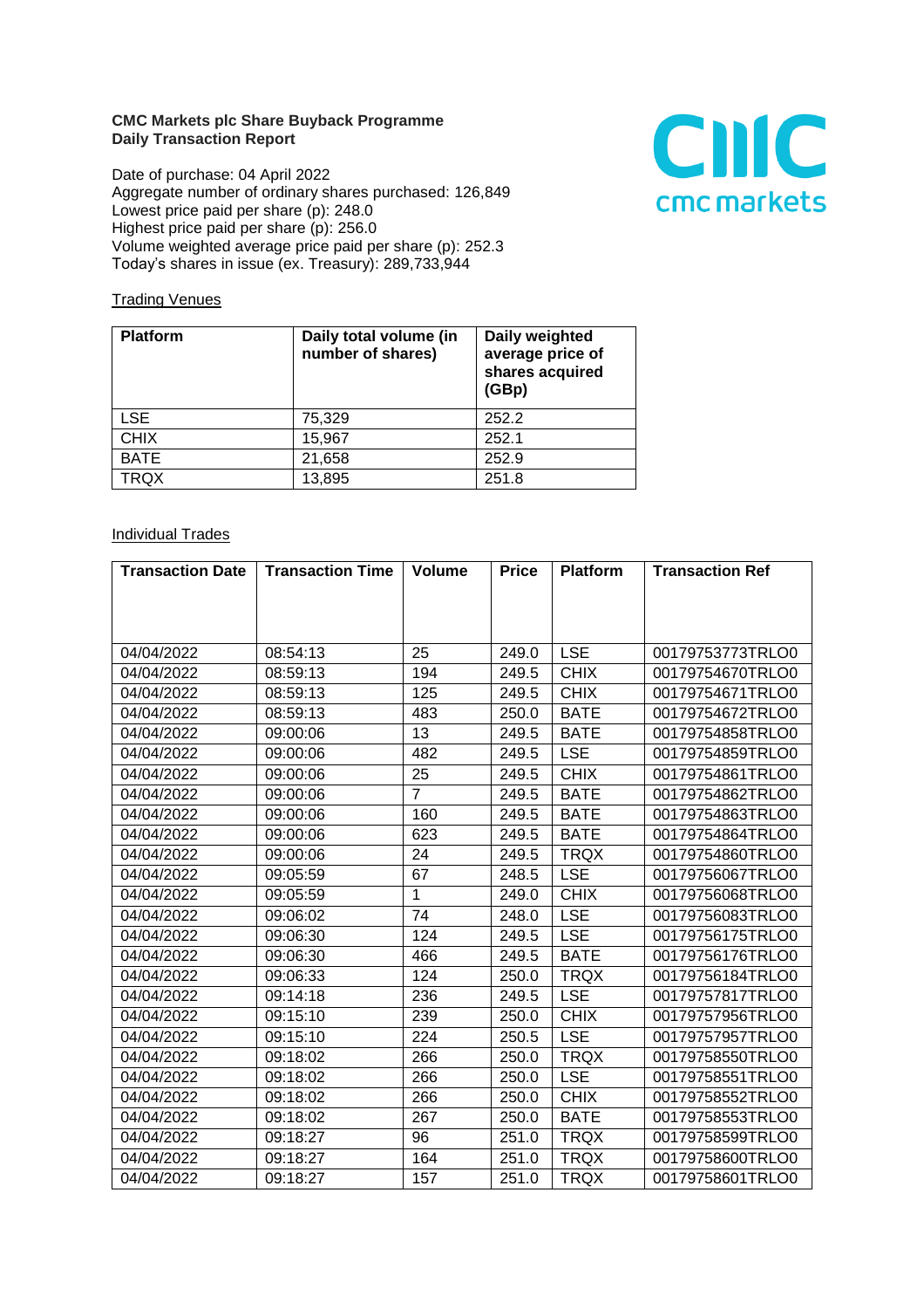**CMC Markets plc Share Buyback Programme**
**Daily Transaction Report**

Date of purchase: 04 April 2022
Aggregate number of ordinary shares purchased: 126,849
Lowest price paid per share (p): 248.0
Highest price paid per share (p): 256.0
Volume weighted average price paid per share (p): 252.3
Today's shares in issue (ex. Treasury): 289,733,944

Trading Venues

| Platform | Daily total volume (in number of shares) | Daily weighted average price of shares acquired (GBp) |
|---|---|---|
| LSE | 75,329 | 252.2 |
| CHIX | 15,967 | 252.1 |
| BATE | 21,658 | 252.9 |
| TRQX | 13,895 | 251.8 |

Individual Trades

| Transaction Date | Transaction Time | Volume | Price | Platform | Transaction Ref |
|---|---|---|---|---|---|
| 04/04/2022 | 08:54:13 | 25 | 249.0 | LSE | 00179753773TRLO0 |
| 04/04/2022 | 08:59:13 | 194 | 249.5 | CHIX | 00179754670TRLO0 |
| 04/04/2022 | 08:59:13 | 125 | 249.5 | CHIX | 00179754671TRLO0 |
| 04/04/2022 | 08:59:13 | 483 | 250.0 | BATE | 00179754672TRLO0 |
| 04/04/2022 | 09:00:06 | 13 | 249.5 | BATE | 00179754858TRLO0 |
| 04/04/2022 | 09:00:06 | 482 | 249.5 | LSE | 00179754859TRLO0 |
| 04/04/2022 | 09:00:06 | 25 | 249.5 | CHIX | 00179754861TRLO0 |
| 04/04/2022 | 09:00:06 | 7 | 249.5 | BATE | 00179754862TRLO0 |
| 04/04/2022 | 09:00:06 | 160 | 249.5 | BATE | 00179754863TRLO0 |
| 04/04/2022 | 09:00:06 | 623 | 249.5 | BATE | 00179754864TRLO0 |
| 04/04/2022 | 09:00:06 | 24 | 249.5 | TRQX | 00179754860TRLO0 |
| 04/04/2022 | 09:05:59 | 67 | 248.5 | LSE | 00179756067TRLO0 |
| 04/04/2022 | 09:05:59 | 1 | 249.0 | CHIX | 00179756068TRLO0 |
| 04/04/2022 | 09:06:02 | 74 | 248.0 | LSE | 00179756083TRLO0 |
| 04/04/2022 | 09:06:30 | 124 | 249.5 | LSE | 00179756175TRLO0 |
| 04/04/2022 | 09:06:30 | 466 | 249.5 | BATE | 00179756176TRLO0 |
| 04/04/2022 | 09:06:33 | 124 | 250.0 | TRQX | 00179756184TRLO0 |
| 04/04/2022 | 09:14:18 | 236 | 249.5 | LSE | 00179757817TRLO0 |
| 04/04/2022 | 09:15:10 | 239 | 250.0 | CHIX | 00179757956TRLO0 |
| 04/04/2022 | 09:15:10 | 224 | 250.5 | LSE | 00179757957TRLO0 |
| 04/04/2022 | 09:18:02 | 266 | 250.0 | TRQX | 00179758550TRLO0 |
| 04/04/2022 | 09:18:02 | 266 | 250.0 | LSE | 00179758551TRLO0 |
| 04/04/2022 | 09:18:02 | 266 | 250.0 | CHIX | 00179758552TRLO0 |
| 04/04/2022 | 09:18:02 | 267 | 250.0 | BATE | 00179758553TRLO0 |
| 04/04/2022 | 09:18:27 | 96 | 251.0 | TRQX | 00179758599TRLO0 |
| 04/04/2022 | 09:18:27 | 164 | 251.0 | TRQX | 00179758600TRLO0 |
| 04/04/2022 | 09:18:27 | 157 | 251.0 | TRQX | 00179758601TRLO0 |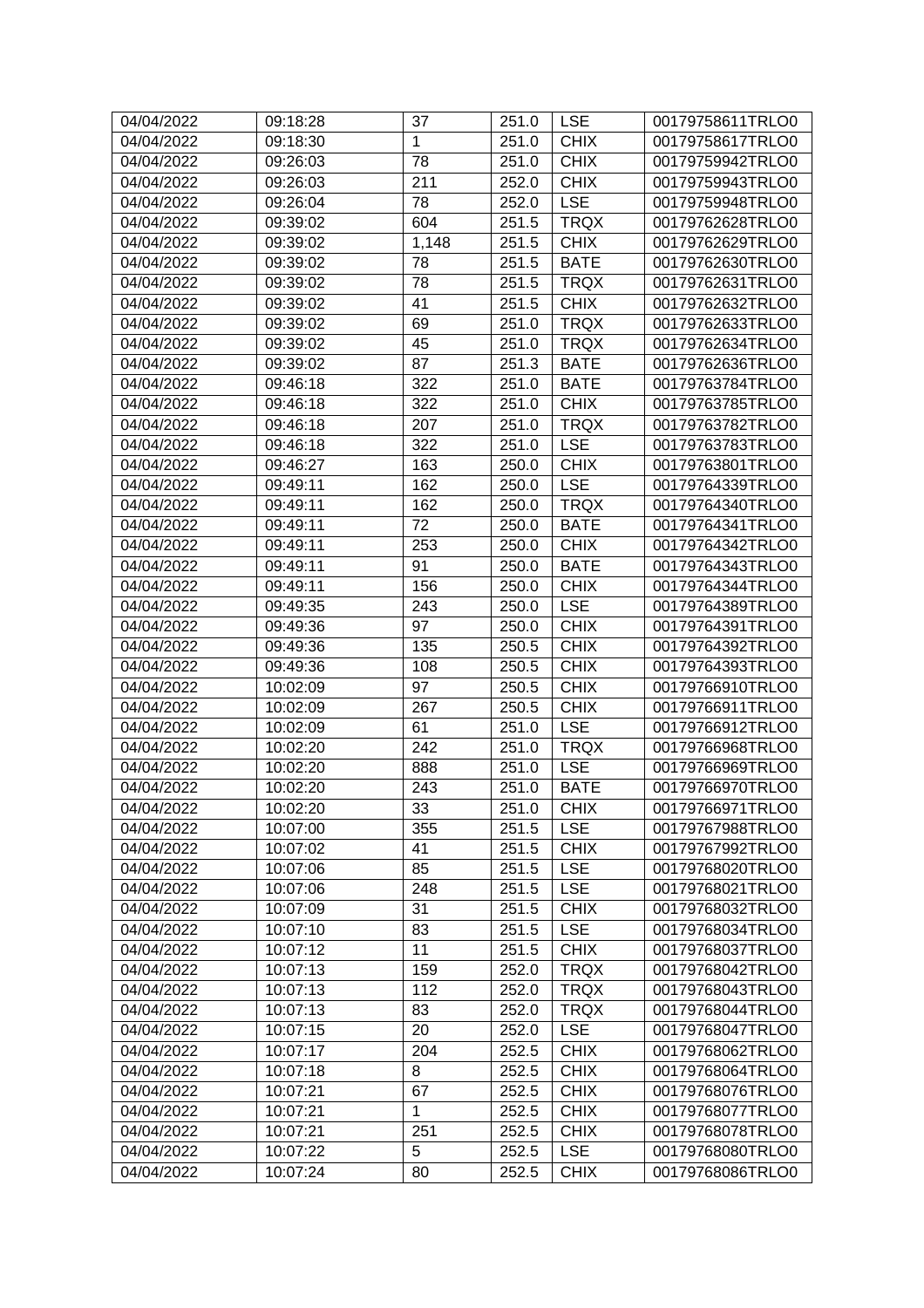| 04/04/2022 | 09:18:28 | 37 | 251.0 | LSE | 00179758611TRLO0 |
|---|---|---|---|---|---|
| 04/04/2022 | 09:18:30 | 1 | 251.0 | CHIX | 00179758617TRLO0 |
| 04/04/2022 | 09:26:03 | 78 | 251.0 | CHIX | 00179759942TRLO0 |
| 04/04/2022 | 09:26:03 | 211 | 252.0 | CHIX | 00179759943TRLO0 |
| 04/04/2022 | 09:26:04 | 78 | 252.0 | LSE | 00179759948TRLO0 |
| 04/04/2022 | 09:39:02 | 604 | 251.5 | TRQX | 00179762628TRLO0 |
| 04/04/2022 | 09:39:02 | 1,148 | 251.5 | CHIX | 00179762629TRLO0 |
| 04/04/2022 | 09:39:02 | 78 | 251.5 | BATE | 00179762630TRLO0 |
| 04/04/2022 | 09:39:02 | 78 | 251.5 | TRQX | 00179762631TRLO0 |
| 04/04/2022 | 09:39:02 | 41 | 251.5 | CHIX | 00179762632TRLO0 |
| 04/04/2022 | 09:39:02 | 69 | 251.0 | TRQX | 00179762633TRLO0 |
| 04/04/2022 | 09:39:02 | 45 | 251.0 | TRQX | 00179762634TRLO0 |
| 04/04/2022 | 09:39:02 | 87 | 251.3 | BATE | 00179762636TRLO0 |
| 04/04/2022 | 09:46:18 | 322 | 251.0 | BATE | 00179763784TRLO0 |
| 04/04/2022 | 09:46:18 | 322 | 251.0 | CHIX | 00179763785TRLO0 |
| 04/04/2022 | 09:46:18 | 207 | 251.0 | TRQX | 00179763782TRLO0 |
| 04/04/2022 | 09:46:18 | 322 | 251.0 | LSE | 00179763783TRLO0 |
| 04/04/2022 | 09:46:27 | 163 | 250.0 | CHIX | 00179763801TRLO0 |
| 04/04/2022 | 09:49:11 | 162 | 250.0 | LSE | 00179764339TRLO0 |
| 04/04/2022 | 09:49:11 | 162 | 250.0 | TRQX | 00179764340TRLO0 |
| 04/04/2022 | 09:49:11 | 72 | 250.0 | BATE | 00179764341TRLO0 |
| 04/04/2022 | 09:49:11 | 253 | 250.0 | CHIX | 00179764342TRLO0 |
| 04/04/2022 | 09:49:11 | 91 | 250.0 | BATE | 00179764343TRLO0 |
| 04/04/2022 | 09:49:11 | 156 | 250.0 | CHIX | 00179764344TRLO0 |
| 04/04/2022 | 09:49:35 | 243 | 250.0 | LSE | 00179764389TRLO0 |
| 04/04/2022 | 09:49:36 | 97 | 250.0 | CHIX | 00179764391TRLO0 |
| 04/04/2022 | 09:49:36 | 135 | 250.5 | CHIX | 00179764392TRLO0 |
| 04/04/2022 | 09:49:36 | 108 | 250.5 | CHIX | 00179764393TRLO0 |
| 04/04/2022 | 10:02:09 | 97 | 250.5 | CHIX | 00179766910TRLO0 |
| 04/04/2022 | 10:02:09 | 267 | 250.5 | CHIX | 00179766911TRLO0 |
| 04/04/2022 | 10:02:09 | 61 | 251.0 | LSE | 00179766912TRLO0 |
| 04/04/2022 | 10:02:20 | 242 | 251.0 | TRQX | 00179766968TRLO0 |
| 04/04/2022 | 10:02:20 | 888 | 251.0 | LSE | 00179766969TRLO0 |
| 04/04/2022 | 10:02:20 | 243 | 251.0 | BATE | 00179766970TRLO0 |
| 04/04/2022 | 10:02:20 | 33 | 251.0 | CHIX | 00179766971TRLO0 |
| 04/04/2022 | 10:07:00 | 355 | 251.5 | LSE | 00179767988TRLO0 |
| 04/04/2022 | 10:07:02 | 41 | 251.5 | CHIX | 00179767992TRLO0 |
| 04/04/2022 | 10:07:06 | 85 | 251.5 | LSE | 00179768020TRLO0 |
| 04/04/2022 | 10:07:06 | 248 | 251.5 | LSE | 00179768021TRLO0 |
| 04/04/2022 | 10:07:09 | 31 | 251.5 | CHIX | 00179768032TRLO0 |
| 04/04/2022 | 10:07:10 | 83 | 251.5 | LSE | 00179768034TRLO0 |
| 04/04/2022 | 10:07:12 | 11 | 251.5 | CHIX | 00179768037TRLO0 |
| 04/04/2022 | 10:07:13 | 159 | 252.0 | TRQX | 00179768042TRLO0 |
| 04/04/2022 | 10:07:13 | 112 | 252.0 | TRQX | 00179768043TRLO0 |
| 04/04/2022 | 10:07:13 | 83 | 252.0 | TRQX | 00179768044TRLO0 |
| 04/04/2022 | 10:07:15 | 20 | 252.0 | LSE | 00179768047TRLO0 |
| 04/04/2022 | 10:07:17 | 204 | 252.5 | CHIX | 00179768062TRLO0 |
| 04/04/2022 | 10:07:18 | 8 | 252.5 | CHIX | 00179768064TRLO0 |
| 04/04/2022 | 10:07:21 | 67 | 252.5 | CHIX | 00179768076TRLO0 |
| 04/04/2022 | 10:07:21 | 1 | 252.5 | CHIX | 00179768077TRLO0 |
| 04/04/2022 | 10:07:21 | 251 | 252.5 | CHIX | 00179768078TRLO0 |
| 04/04/2022 | 10:07:22 | 5 | 252.5 | LSE | 00179768080TRLO0 |
| 04/04/2022 | 10:07:24 | 80 | 252.5 | CHIX | 00179768086TRLO0 |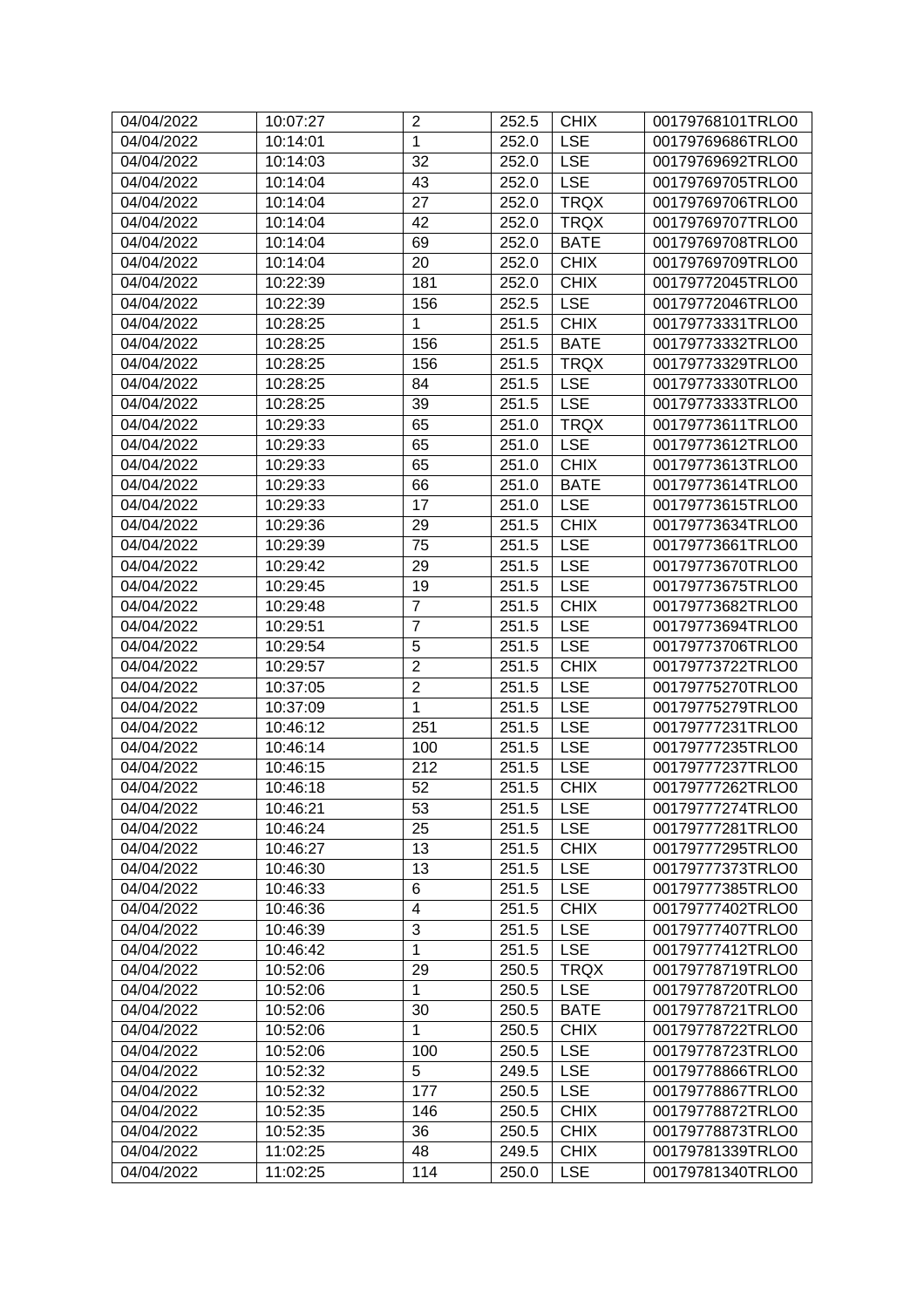| 04/04/2022 | 10:07:27 | 2 | 252.5 | CHIX | 00179768101TRLO0 |
|---|---|---|---|---|---|
| 04/04/2022 | 10:14:01 | 1 | 252.0 | LSE | 00179769686TRLO0 |
| 04/04/2022 | 10:14:03 | 32 | 252.0 | LSE | 00179769692TRLO0 |
| 04/04/2022 | 10:14:04 | 43 | 252.0 | LSE | 00179769705TRLO0 |
| 04/04/2022 | 10:14:04 | 27 | 252.0 | TRQX | 00179769706TRLO0 |
| 04/04/2022 | 10:14:04 | 42 | 252.0 | TRQX | 00179769707TRLO0 |
| 04/04/2022 | 10:14:04 | 69 | 252.0 | BATE | 00179769708TRLO0 |
| 04/04/2022 | 10:14:04 | 20 | 252.0 | CHIX | 00179769709TRLO0 |
| 04/04/2022 | 10:22:39 | 181 | 252.0 | CHIX | 00179772045TRLO0 |
| 04/04/2022 | 10:22:39 | 156 | 252.5 | LSE | 00179772046TRLO0 |
| 04/04/2022 | 10:28:25 | 1 | 251.5 | CHIX | 00179773331TRLO0 |
| 04/04/2022 | 10:28:25 | 156 | 251.5 | BATE | 00179773332TRLO0 |
| 04/04/2022 | 10:28:25 | 156 | 251.5 | TRQX | 00179773329TRLO0 |
| 04/04/2022 | 10:28:25 | 84 | 251.5 | LSE | 00179773330TRLO0 |
| 04/04/2022 | 10:28:25 | 39 | 251.5 | LSE | 00179773333TRLO0 |
| 04/04/2022 | 10:29:33 | 65 | 251.0 | TRQX | 00179773611TRLO0 |
| 04/04/2022 | 10:29:33 | 65 | 251.0 | LSE | 00179773612TRLO0 |
| 04/04/2022 | 10:29:33 | 65 | 251.0 | CHIX | 00179773613TRLO0 |
| 04/04/2022 | 10:29:33 | 66 | 251.0 | BATE | 00179773614TRLO0 |
| 04/04/2022 | 10:29:33 | 17 | 251.0 | LSE | 00179773615TRLO0 |
| 04/04/2022 | 10:29:36 | 29 | 251.5 | CHIX | 00179773634TRLO0 |
| 04/04/2022 | 10:29:39 | 75 | 251.5 | LSE | 00179773661TRLO0 |
| 04/04/2022 | 10:29:42 | 29 | 251.5 | LSE | 00179773670TRLO0 |
| 04/04/2022 | 10:29:45 | 19 | 251.5 | LSE | 00179773675TRLO0 |
| 04/04/2022 | 10:29:48 | 7 | 251.5 | CHIX | 00179773682TRLO0 |
| 04/04/2022 | 10:29:51 | 7 | 251.5 | LSE | 00179773694TRLO0 |
| 04/04/2022 | 10:29:54 | 5 | 251.5 | LSE | 00179773706TRLO0 |
| 04/04/2022 | 10:29:57 | 2 | 251.5 | CHIX | 00179773722TRLO0 |
| 04/04/2022 | 10:37:05 | 2 | 251.5 | LSE | 00179775270TRLO0 |
| 04/04/2022 | 10:37:09 | 1 | 251.5 | LSE | 00179775279TRLO0 |
| 04/04/2022 | 10:46:12 | 251 | 251.5 | LSE | 00179777231TRLO0 |
| 04/04/2022 | 10:46:14 | 100 | 251.5 | LSE | 00179777235TRLO0 |
| 04/04/2022 | 10:46:15 | 212 | 251.5 | LSE | 00179777237TRLO0 |
| 04/04/2022 | 10:46:18 | 52 | 251.5 | CHIX | 00179777262TRLO0 |
| 04/04/2022 | 10:46:21 | 53 | 251.5 | LSE | 00179777274TRLO0 |
| 04/04/2022 | 10:46:24 | 25 | 251.5 | LSE | 00179777281TRLO0 |
| 04/04/2022 | 10:46:27 | 13 | 251.5 | CHIX | 00179777295TRLO0 |
| 04/04/2022 | 10:46:30 | 13 | 251.5 | LSE | 00179777373TRLO0 |
| 04/04/2022 | 10:46:33 | 6 | 251.5 | LSE | 00179777385TRLO0 |
| 04/04/2022 | 10:46:36 | 4 | 251.5 | CHIX | 00179777402TRLO0 |
| 04/04/2022 | 10:46:39 | 3 | 251.5 | LSE | 00179777407TRLO0 |
| 04/04/2022 | 10:46:42 | 1 | 251.5 | LSE | 00179777412TRLO0 |
| 04/04/2022 | 10:52:06 | 29 | 250.5 | TRQX | 00179778719TRLO0 |
| 04/04/2022 | 10:52:06 | 1 | 250.5 | LSE | 00179778720TRLO0 |
| 04/04/2022 | 10:52:06 | 30 | 250.5 | BATE | 00179778721TRLO0 |
| 04/04/2022 | 10:52:06 | 1 | 250.5 | CHIX | 00179778722TRLO0 |
| 04/04/2022 | 10:52:06 | 100 | 250.5 | LSE | 00179778723TRLO0 |
| 04/04/2022 | 10:52:32 | 5 | 249.5 | LSE | 00179778866TRLO0 |
| 04/04/2022 | 10:52:32 | 177 | 250.5 | LSE | 00179778867TRLO0 |
| 04/04/2022 | 10:52:35 | 146 | 250.5 | CHIX | 00179778872TRLO0 |
| 04/04/2022 | 10:52:35 | 36 | 250.5 | CHIX | 00179778873TRLO0 |
| 04/04/2022 | 11:02:25 | 48 | 249.5 | CHIX | 00179781339TRLO0 |
| 04/04/2022 | 11:02:25 | 114 | 250.0 | LSE | 00179781340TRLO0 |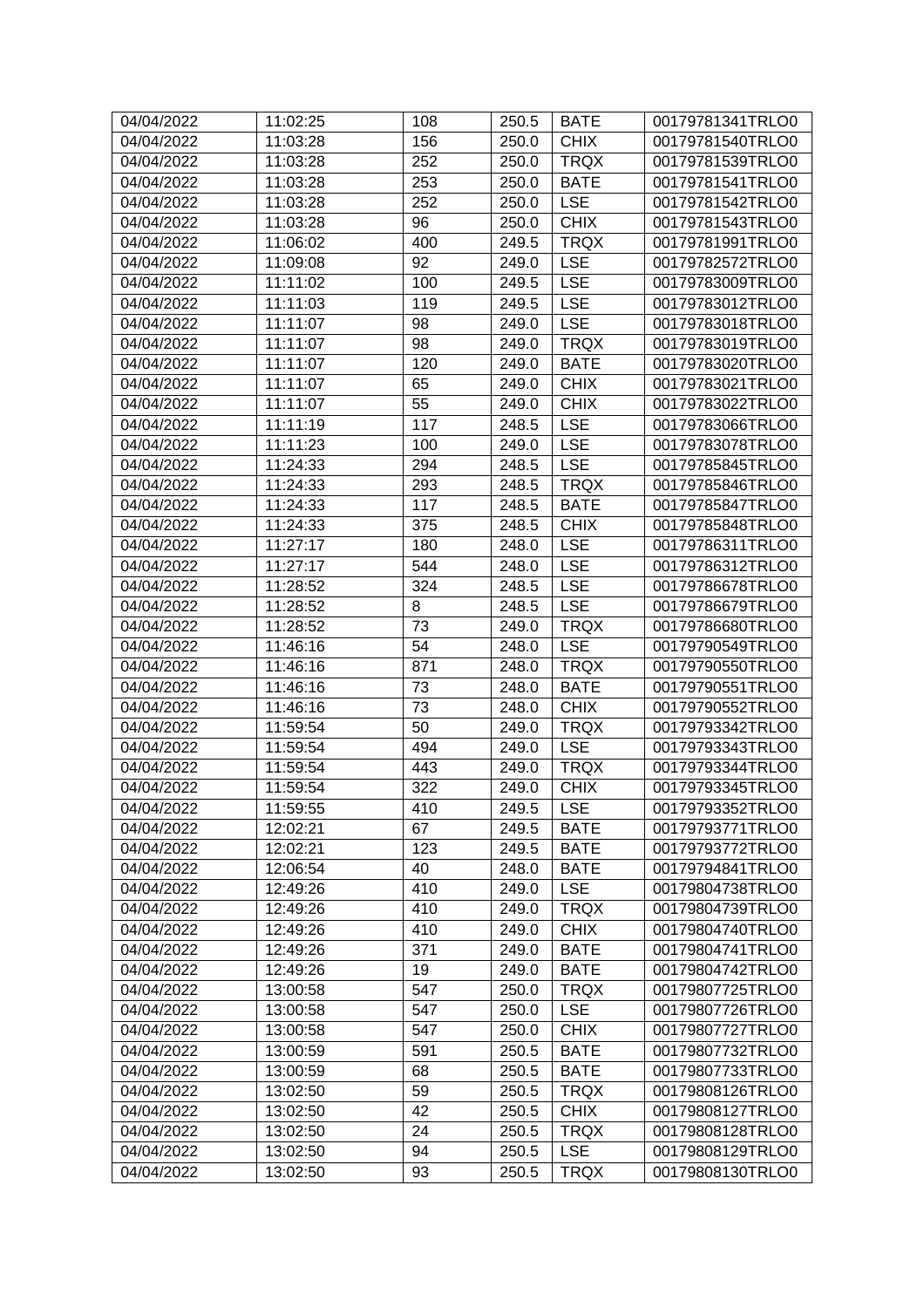| 04/04/2022 | 11:02:25 | 108 | 250.5 | BATE | 00179781341TRLO0 |
|---|---|---|---|---|---|
| 04/04/2022 | 11:03:28 | 156 | 250.0 | CHIX | 00179781540TRLO0 |
| 04/04/2022 | 11:03:28 | 252 | 250.0 | TRQX | 00179781539TRLO0 |
| 04/04/2022 | 11:03:28 | 253 | 250.0 | BATE | 00179781541TRLO0 |
| 04/04/2022 | 11:03:28 | 252 | 250.0 | LSE | 00179781542TRLO0 |
| 04/04/2022 | 11:03:28 | 96 | 250.0 | CHIX | 00179781543TRLO0 |
| 04/04/2022 | 11:06:02 | 400 | 249.5 | TRQX | 00179781991TRLO0 |
| 04/04/2022 | 11:09:08 | 92 | 249.0 | LSE | 00179782572TRLO0 |
| 04/04/2022 | 11:11:02 | 100 | 249.5 | LSE | 00179783009TRLO0 |
| 04/04/2022 | 11:11:03 | 119 | 249.5 | LSE | 00179783012TRLO0 |
| 04/04/2022 | 11:11:07 | 98 | 249.0 | LSE | 00179783018TRLO0 |
| 04/04/2022 | 11:11:07 | 98 | 249.0 | TRQX | 00179783019TRLO0 |
| 04/04/2022 | 11:11:07 | 120 | 249.0 | BATE | 00179783020TRLO0 |
| 04/04/2022 | 11:11:07 | 65 | 249.0 | CHIX | 00179783021TRLO0 |
| 04/04/2022 | 11:11:07 | 55 | 249.0 | CHIX | 00179783022TRLO0 |
| 04/04/2022 | 11:11:19 | 117 | 248.5 | LSE | 00179783066TRLO0 |
| 04/04/2022 | 11:11:23 | 100 | 249.0 | LSE | 00179783078TRLO0 |
| 04/04/2022 | 11:24:33 | 294 | 248.5 | LSE | 00179785845TRLO0 |
| 04/04/2022 | 11:24:33 | 293 | 248.5 | TRQX | 00179785846TRLO0 |
| 04/04/2022 | 11:24:33 | 117 | 248.5 | BATE | 00179785847TRLO0 |
| 04/04/2022 | 11:24:33 | 375 | 248.5 | CHIX | 00179785848TRLO0 |
| 04/04/2022 | 11:27:17 | 180 | 248.0 | LSE | 00179786311TRLO0 |
| 04/04/2022 | 11:27:17 | 544 | 248.0 | LSE | 00179786312TRLO0 |
| 04/04/2022 | 11:28:52 | 324 | 248.5 | LSE | 00179786678TRLO0 |
| 04/04/2022 | 11:28:52 | 8 | 248.5 | LSE | 00179786679TRLO0 |
| 04/04/2022 | 11:28:52 | 73 | 249.0 | TRQX | 00179786680TRLO0 |
| 04/04/2022 | 11:46:16 | 54 | 248.0 | LSE | 00179790549TRLO0 |
| 04/04/2022 | 11:46:16 | 871 | 248.0 | TRQX | 00179790550TRLO0 |
| 04/04/2022 | 11:46:16 | 73 | 248.0 | BATE | 00179790551TRLO0 |
| 04/04/2022 | 11:46:16 | 73 | 248.0 | CHIX | 00179790552TRLO0 |
| 04/04/2022 | 11:59:54 | 50 | 249.0 | TRQX | 00179793342TRLO0 |
| 04/04/2022 | 11:59:54 | 494 | 249.0 | LSE | 00179793343TRLO0 |
| 04/04/2022 | 11:59:54 | 443 | 249.0 | TRQX | 00179793344TRLO0 |
| 04/04/2022 | 11:59:54 | 322 | 249.0 | CHIX | 00179793345TRLO0 |
| 04/04/2022 | 11:59:55 | 410 | 249.5 | LSE | 00179793352TRLO0 |
| 04/04/2022 | 12:02:21 | 67 | 249.5 | BATE | 00179793771TRLO0 |
| 04/04/2022 | 12:02:21 | 123 | 249.5 | BATE | 00179793772TRLO0 |
| 04/04/2022 | 12:06:54 | 40 | 248.0 | BATE | 00179794841TRLO0 |
| 04/04/2022 | 12:49:26 | 410 | 249.0 | LSE | 00179804738TRLO0 |
| 04/04/2022 | 12:49:26 | 410 | 249.0 | TRQX | 00179804739TRLO0 |
| 04/04/2022 | 12:49:26 | 410 | 249.0 | CHIX | 00179804740TRLO0 |
| 04/04/2022 | 12:49:26 | 371 | 249.0 | BATE | 00179804741TRLO0 |
| 04/04/2022 | 12:49:26 | 19 | 249.0 | BATE | 00179804742TRLO0 |
| 04/04/2022 | 13:00:58 | 547 | 250.0 | TRQX | 00179807725TRLO0 |
| 04/04/2022 | 13:00:58 | 547 | 250.0 | LSE | 00179807726TRLO0 |
| 04/04/2022 | 13:00:58 | 547 | 250.0 | CHIX | 00179807727TRLO0 |
| 04/04/2022 | 13:00:59 | 591 | 250.5 | BATE | 00179807732TRLO0 |
| 04/04/2022 | 13:00:59 | 68 | 250.5 | BATE | 00179807733TRLO0 |
| 04/04/2022 | 13:02:50 | 59 | 250.5 | TRQX | 00179808126TRLO0 |
| 04/04/2022 | 13:02:50 | 42 | 250.5 | CHIX | 00179808127TRLO0 |
| 04/04/2022 | 13:02:50 | 24 | 250.5 | TRQX | 00179808128TRLO0 |
| 04/04/2022 | 13:02:50 | 94 | 250.5 | LSE | 00179808129TRLO0 |
| 04/04/2022 | 13:02:50 | 93 | 250.5 | TRQX | 00179808130TRLO0 |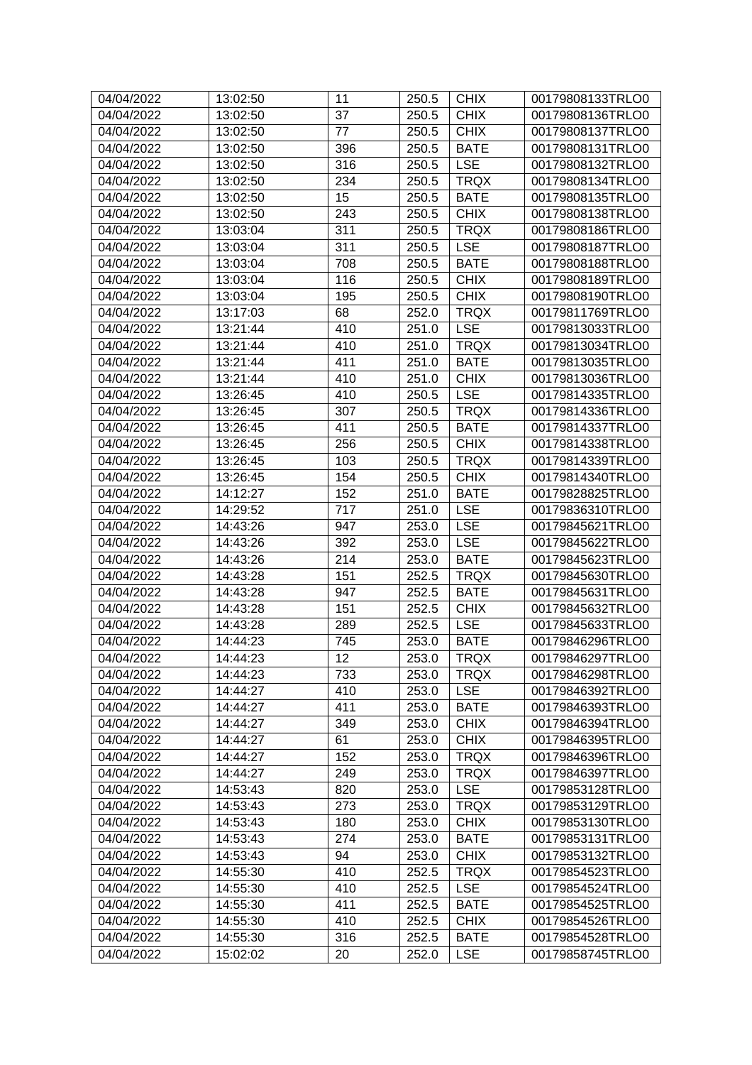| 04/04/2022 | 13:02:50 | 11 | 250.5 | CHIX | 00179808133TRLO0 |
|---|---|---|---|---|---|
| 04/04/2022 | 13:02:50 | 37 | 250.5 | CHIX | 00179808136TRLO0 |
| 04/04/2022 | 13:02:50 | 77 | 250.5 | CHIX | 00179808137TRLO0 |
| 04/04/2022 | 13:02:50 | 396 | 250.5 | BATE | 00179808131TRLO0 |
| 04/04/2022 | 13:02:50 | 316 | 250.5 | LSE | 00179808132TRLO0 |
| 04/04/2022 | 13:02:50 | 234 | 250.5 | TRQX | 00179808134TRLO0 |
| 04/04/2022 | 13:02:50 | 15 | 250.5 | BATE | 00179808135TRLO0 |
| 04/04/2022 | 13:02:50 | 243 | 250.5 | CHIX | 00179808138TRLO0 |
| 04/04/2022 | 13:03:04 | 311 | 250.5 | TRQX | 00179808186TRLO0 |
| 04/04/2022 | 13:03:04 | 311 | 250.5 | LSE | 00179808187TRLO0 |
| 04/04/2022 | 13:03:04 | 708 | 250.5 | BATE | 00179808188TRLO0 |
| 04/04/2022 | 13:03:04 | 116 | 250.5 | CHIX | 00179808189TRLO0 |
| 04/04/2022 | 13:03:04 | 195 | 250.5 | CHIX | 00179808190TRLO0 |
| 04/04/2022 | 13:17:03 | 68 | 252.0 | TRQX | 00179811769TRLO0 |
| 04/04/2022 | 13:21:44 | 410 | 251.0 | LSE | 00179813033TRLO0 |
| 04/04/2022 | 13:21:44 | 410 | 251.0 | TRQX | 00179813034TRLO0 |
| 04/04/2022 | 13:21:44 | 411 | 251.0 | BATE | 00179813035TRLO0 |
| 04/04/2022 | 13:21:44 | 410 | 251.0 | CHIX | 00179813036TRLO0 |
| 04/04/2022 | 13:26:45 | 410 | 250.5 | LSE | 00179814335TRLO0 |
| 04/04/2022 | 13:26:45 | 307 | 250.5 | TRQX | 00179814336TRLO0 |
| 04/04/2022 | 13:26:45 | 411 | 250.5 | BATE | 00179814337TRLO0 |
| 04/04/2022 | 13:26:45 | 256 | 250.5 | CHIX | 00179814338TRLO0 |
| 04/04/2022 | 13:26:45 | 103 | 250.5 | TRQX | 00179814339TRLO0 |
| 04/04/2022 | 13:26:45 | 154 | 250.5 | CHIX | 00179814340TRLO0 |
| 04/04/2022 | 14:12:27 | 152 | 251.0 | BATE | 00179828825TRLO0 |
| 04/04/2022 | 14:29:52 | 717 | 251.0 | LSE | 00179836310TRLO0 |
| 04/04/2022 | 14:43:26 | 947 | 253.0 | LSE | 00179845621TRLO0 |
| 04/04/2022 | 14:43:26 | 392 | 253.0 | LSE | 00179845622TRLO0 |
| 04/04/2022 | 14:43:26 | 214 | 253.0 | BATE | 00179845623TRLO0 |
| 04/04/2022 | 14:43:28 | 151 | 252.5 | TRQX | 00179845630TRLO0 |
| 04/04/2022 | 14:43:28 | 947 | 252.5 | BATE | 00179845631TRLO0 |
| 04/04/2022 | 14:43:28 | 151 | 252.5 | CHIX | 00179845632TRLO0 |
| 04/04/2022 | 14:43:28 | 289 | 252.5 | LSE | 00179845633TRLO0 |
| 04/04/2022 | 14:44:23 | 745 | 253.0 | BATE | 00179846296TRLO0 |
| 04/04/2022 | 14:44:23 | 12 | 253.0 | TRQX | 00179846297TRLO0 |
| 04/04/2022 | 14:44:23 | 733 | 253.0 | TRQX | 00179846298TRLO0 |
| 04/04/2022 | 14:44:27 | 410 | 253.0 | LSE | 00179846392TRLO0 |
| 04/04/2022 | 14:44:27 | 411 | 253.0 | BATE | 00179846393TRLO0 |
| 04/04/2022 | 14:44:27 | 349 | 253.0 | CHIX | 00179846394TRLO0 |
| 04/04/2022 | 14:44:27 | 61 | 253.0 | CHIX | 00179846395TRLO0 |
| 04/04/2022 | 14:44:27 | 152 | 253.0 | TRQX | 00179846396TRLO0 |
| 04/04/2022 | 14:44:27 | 249 | 253.0 | TRQX | 00179846397TRLO0 |
| 04/04/2022 | 14:53:43 | 820 | 253.0 | LSE | 00179853128TRLO0 |
| 04/04/2022 | 14:53:43 | 273 | 253.0 | TRQX | 00179853129TRLO0 |
| 04/04/2022 | 14:53:43 | 180 | 253.0 | CHIX | 00179853130TRLO0 |
| 04/04/2022 | 14:53:43 | 274 | 253.0 | BATE | 00179853131TRLO0 |
| 04/04/2022 | 14:53:43 | 94 | 253.0 | CHIX | 00179853132TRLO0 |
| 04/04/2022 | 14:55:30 | 410 | 252.5 | TRQX | 00179854523TRLO0 |
| 04/04/2022 | 14:55:30 | 410 | 252.5 | LSE | 00179854524TRLO0 |
| 04/04/2022 | 14:55:30 | 411 | 252.5 | BATE | 00179854525TRLO0 |
| 04/04/2022 | 14:55:30 | 410 | 252.5 | CHIX | 00179854526TRLO0 |
| 04/04/2022 | 14:55:30 | 316 | 252.5 | BATE | 00179854528TRLO0 |
| 04/04/2022 | 15:02:02 | 20 | 252.0 | LSE | 00179858745TRLO0 |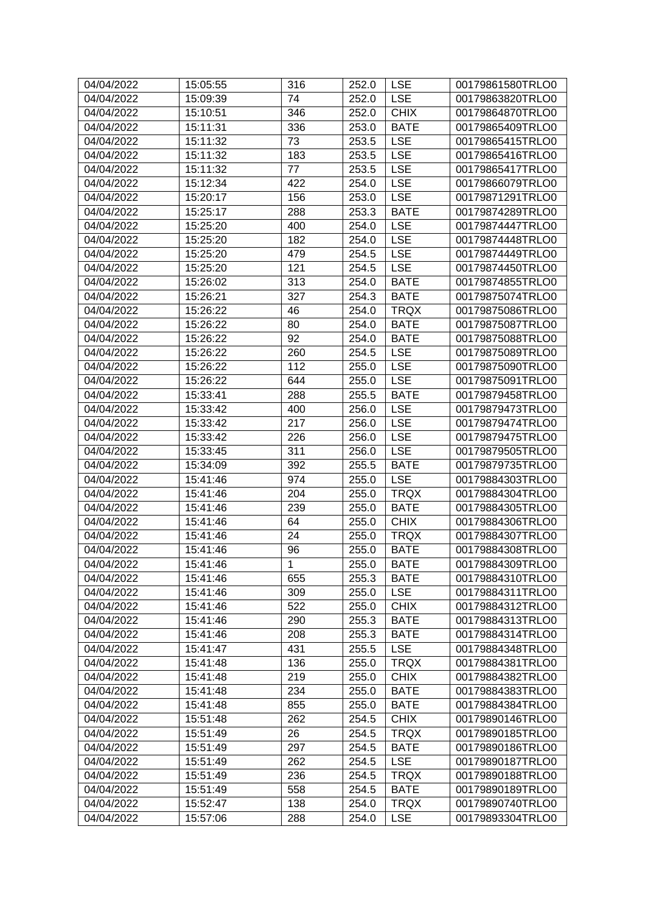| 04/04/2022 | 15:05:55 | 316 | 252.0 | LSE | 00179861580TRLO0 |
|---|---|---|---|---|---|
| 04/04/2022 | 15:09:39 | 74 | 252.0 | LSE | 00179863820TRLO0 |
| 04/04/2022 | 15:10:51 | 346 | 252.0 | CHIX | 00179864870TRLO0 |
| 04/04/2022 | 15:11:31 | 336 | 253.0 | BATE | 00179865409TRLO0 |
| 04/04/2022 | 15:11:32 | 73 | 253.5 | LSE | 00179865415TRLO0 |
| 04/04/2022 | 15:11:32 | 183 | 253.5 | LSE | 00179865416TRLO0 |
| 04/04/2022 | 15:11:32 | 77 | 253.5 | LSE | 00179865417TRLO0 |
| 04/04/2022 | 15:12:34 | 422 | 254.0 | LSE | 00179866079TRLO0 |
| 04/04/2022 | 15:20:17 | 156 | 253.0 | LSE | 00179871291TRLO0 |
| 04/04/2022 | 15:25:17 | 288 | 253.3 | BATE | 00179874289TRLO0 |
| 04/04/2022 | 15:25:20 | 400 | 254.0 | LSE | 00179874447TRLO0 |
| 04/04/2022 | 15:25:20 | 182 | 254.0 | LSE | 00179874448TRLO0 |
| 04/04/2022 | 15:25:20 | 479 | 254.5 | LSE | 00179874449TRLO0 |
| 04/04/2022 | 15:25:20 | 121 | 254.5 | LSE | 00179874450TRLO0 |
| 04/04/2022 | 15:26:02 | 313 | 254.0 | BATE | 00179874855TRLO0 |
| 04/04/2022 | 15:26:21 | 327 | 254.3 | BATE | 00179875074TRLO0 |
| 04/04/2022 | 15:26:22 | 46 | 254.0 | TRQX | 00179875086TRLO0 |
| 04/04/2022 | 15:26:22 | 80 | 254.0 | BATE | 00179875087TRLO0 |
| 04/04/2022 | 15:26:22 | 92 | 254.0 | BATE | 00179875088TRLO0 |
| 04/04/2022 | 15:26:22 | 260 | 254.5 | LSE | 00179875089TRLO0 |
| 04/04/2022 | 15:26:22 | 112 | 255.0 | LSE | 00179875090TRLO0 |
| 04/04/2022 | 15:26:22 | 644 | 255.0 | LSE | 00179875091TRLO0 |
| 04/04/2022 | 15:33:41 | 288 | 255.5 | BATE | 00179879458TRLO0 |
| 04/04/2022 | 15:33:42 | 400 | 256.0 | LSE | 00179879473TRLO0 |
| 04/04/2022 | 15:33:42 | 217 | 256.0 | LSE | 00179879474TRLO0 |
| 04/04/2022 | 15:33:42 | 226 | 256.0 | LSE | 00179879475TRLO0 |
| 04/04/2022 | 15:33:45 | 311 | 256.0 | LSE | 00179879505TRLO0 |
| 04/04/2022 | 15:34:09 | 392 | 255.5 | BATE | 00179879735TRLO0 |
| 04/04/2022 | 15:41:46 | 974 | 255.0 | LSE | 00179884303TRLO0 |
| 04/04/2022 | 15:41:46 | 204 | 255.0 | TRQX | 00179884304TRLO0 |
| 04/04/2022 | 15:41:46 | 239 | 255.0 | BATE | 00179884305TRLO0 |
| 04/04/2022 | 15:41:46 | 64 | 255.0 | CHIX | 00179884306TRLO0 |
| 04/04/2022 | 15:41:46 | 24 | 255.0 | TRQX | 00179884307TRLO0 |
| 04/04/2022 | 15:41:46 | 96 | 255.0 | BATE | 00179884308TRLO0 |
| 04/04/2022 | 15:41:46 | 1 | 255.0 | BATE | 00179884309TRLO0 |
| 04/04/2022 | 15:41:46 | 655 | 255.3 | BATE | 00179884310TRLO0 |
| 04/04/2022 | 15:41:46 | 309 | 255.0 | LSE | 00179884311TRLO0 |
| 04/04/2022 | 15:41:46 | 522 | 255.0 | CHIX | 00179884312TRLO0 |
| 04/04/2022 | 15:41:46 | 290 | 255.3 | BATE | 00179884313TRLO0 |
| 04/04/2022 | 15:41:46 | 208 | 255.3 | BATE | 00179884314TRLO0 |
| 04/04/2022 | 15:41:47 | 431 | 255.5 | LSE | 00179884348TRLO0 |
| 04/04/2022 | 15:41:48 | 136 | 255.0 | TRQX | 00179884381TRLO0 |
| 04/04/2022 | 15:41:48 | 219 | 255.0 | CHIX | 00179884382TRLO0 |
| 04/04/2022 | 15:41:48 | 234 | 255.0 | BATE | 00179884383TRLO0 |
| 04/04/2022 | 15:41:48 | 855 | 255.0 | BATE | 00179884384TRLO0 |
| 04/04/2022 | 15:51:48 | 262 | 254.5 | CHIX | 00179890146TRLO0 |
| 04/04/2022 | 15:51:49 | 26 | 254.5 | TRQX | 00179890185TRLO0 |
| 04/04/2022 | 15:51:49 | 297 | 254.5 | BATE | 00179890186TRLO0 |
| 04/04/2022 | 15:51:49 | 262 | 254.5 | LSE | 00179890187TRLO0 |
| 04/04/2022 | 15:51:49 | 236 | 254.5 | TRQX | 00179890188TRLO0 |
| 04/04/2022 | 15:51:49 | 558 | 254.5 | BATE | 00179890189TRLO0 |
| 04/04/2022 | 15:52:47 | 138 | 254.0 | TRQX | 00179890740TRLO0 |
| 04/04/2022 | 15:57:06 | 288 | 254.0 | LSE | 00179893304TRLO0 |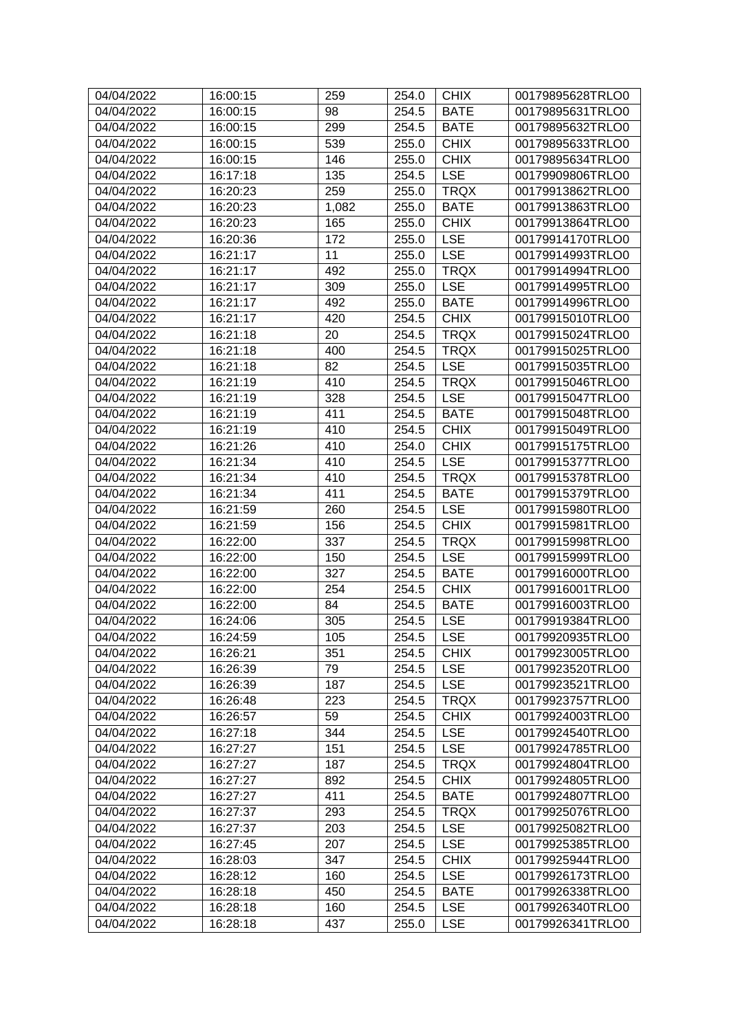| 04/04/2022 | 16:00:15 | 259 | 254.0 | CHIX | 00179895628TRLO0 |
|---|---|---|---|---|---|
| 04/04/2022 | 16:00:15 | 98 | 254.5 | BATE | 00179895631TRLO0 |
| 04/04/2022 | 16:00:15 | 299 | 254.5 | BATE | 00179895632TRLO0 |
| 04/04/2022 | 16:00:15 | 539 | 255.0 | CHIX | 00179895633TRLO0 |
| 04/04/2022 | 16:00:15 | 146 | 255.0 | CHIX | 00179895634TRLO0 |
| 04/04/2022 | 16:17:18 | 135 | 254.5 | LSE | 00179909806TRLO0 |
| 04/04/2022 | 16:20:23 | 259 | 255.0 | TRQX | 00179913862TRLO0 |
| 04/04/2022 | 16:20:23 | 1,082 | 255.0 | BATE | 00179913863TRLO0 |
| 04/04/2022 | 16:20:23 | 165 | 255.0 | CHIX | 00179913864TRLO0 |
| 04/04/2022 | 16:20:36 | 172 | 255.0 | LSE | 00179914170TRLO0 |
| 04/04/2022 | 16:21:17 | 11 | 255.0 | LSE | 00179914993TRLO0 |
| 04/04/2022 | 16:21:17 | 492 | 255.0 | TRQX | 00179914994TRLO0 |
| 04/04/2022 | 16:21:17 | 309 | 255.0 | LSE | 00179914995TRLO0 |
| 04/04/2022 | 16:21:17 | 492 | 255.0 | BATE | 00179914996TRLO0 |
| 04/04/2022 | 16:21:17 | 420 | 254.5 | CHIX | 00179915010TRLO0 |
| 04/04/2022 | 16:21:18 | 20 | 254.5 | TRQX | 00179915024TRLO0 |
| 04/04/2022 | 16:21:18 | 400 | 254.5 | TRQX | 00179915025TRLO0 |
| 04/04/2022 | 16:21:18 | 82 | 254.5 | LSE | 00179915035TRLO0 |
| 04/04/2022 | 16:21:19 | 410 | 254.5 | TRQX | 00179915046TRLO0 |
| 04/04/2022 | 16:21:19 | 328 | 254.5 | LSE | 00179915047TRLO0 |
| 04/04/2022 | 16:21:19 | 411 | 254.5 | BATE | 00179915048TRLO0 |
| 04/04/2022 | 16:21:19 | 410 | 254.5 | CHIX | 00179915049TRLO0 |
| 04/04/2022 | 16:21:26 | 410 | 254.0 | CHIX | 00179915175TRLO0 |
| 04/04/2022 | 16:21:34 | 410 | 254.5 | LSE | 00179915377TRLO0 |
| 04/04/2022 | 16:21:34 | 410 | 254.5 | TRQX | 00179915378TRLO0 |
| 04/04/2022 | 16:21:34 | 411 | 254.5 | BATE | 00179915379TRLO0 |
| 04/04/2022 | 16:21:59 | 260 | 254.5 | LSE | 00179915980TRLO0 |
| 04/04/2022 | 16:21:59 | 156 | 254.5 | CHIX | 00179915981TRLO0 |
| 04/04/2022 | 16:22:00 | 337 | 254.5 | TRQX | 00179915998TRLO0 |
| 04/04/2022 | 16:22:00 | 150 | 254.5 | LSE | 00179915999TRLO0 |
| 04/04/2022 | 16:22:00 | 327 | 254.5 | BATE | 00179916000TRLO0 |
| 04/04/2022 | 16:22:00 | 254 | 254.5 | CHIX | 00179916001TRLO0 |
| 04/04/2022 | 16:22:00 | 84 | 254.5 | BATE | 00179916003TRLO0 |
| 04/04/2022 | 16:24:06 | 305 | 254.5 | LSE | 00179919384TRLO0 |
| 04/04/2022 | 16:24:59 | 105 | 254.5 | LSE | 00179920935TRLO0 |
| 04/04/2022 | 16:26:21 | 351 | 254.5 | CHIX | 00179923005TRLO0 |
| 04/04/2022 | 16:26:39 | 79 | 254.5 | LSE | 00179923520TRLO0 |
| 04/04/2022 | 16:26:39 | 187 | 254.5 | LSE | 00179923521TRLO0 |
| 04/04/2022 | 16:26:48 | 223 | 254.5 | TRQX | 00179923757TRLO0 |
| 04/04/2022 | 16:26:57 | 59 | 254.5 | CHIX | 00179924003TRLO0 |
| 04/04/2022 | 16:27:18 | 344 | 254.5 | LSE | 00179924540TRLO0 |
| 04/04/2022 | 16:27:27 | 151 | 254.5 | LSE | 00179924785TRLO0 |
| 04/04/2022 | 16:27:27 | 187 | 254.5 | TRQX | 00179924804TRLO0 |
| 04/04/2022 | 16:27:27 | 892 | 254.5 | CHIX | 00179924805TRLO0 |
| 04/04/2022 | 16:27:27 | 411 | 254.5 | BATE | 00179924807TRLO0 |
| 04/04/2022 | 16:27:37 | 293 | 254.5 | TRQX | 00179925076TRLO0 |
| 04/04/2022 | 16:27:37 | 203 | 254.5 | LSE | 00179925082TRLO0 |
| 04/04/2022 | 16:27:45 | 207 | 254.5 | LSE | 00179925385TRLO0 |
| 04/04/2022 | 16:28:03 | 347 | 254.5 | CHIX | 00179925944TRLO0 |
| 04/04/2022 | 16:28:12 | 160 | 254.5 | LSE | 00179926173TRLO0 |
| 04/04/2022 | 16:28:18 | 450 | 254.5 | BATE | 00179926338TRLO0 |
| 04/04/2022 | 16:28:18 | 160 | 254.5 | LSE | 00179926340TRLO0 |
| 04/04/2022 | 16:28:18 | 437 | 255.0 | LSE | 00179926341TRLO0 |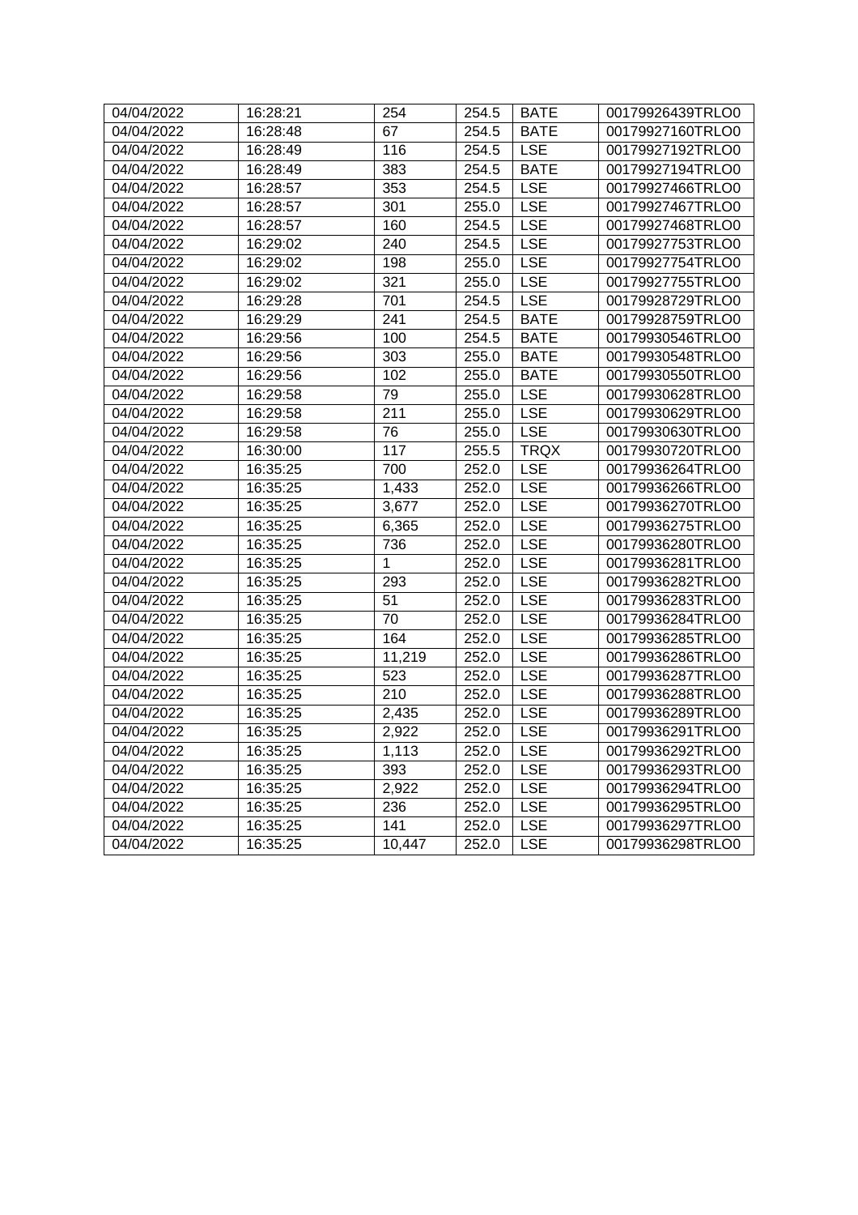| | | | | | |
|---|---|---|---|---|---|
| 04/04/2022 | 16:28:21 | 254 | 254.5 | BATE | 00179926439TRLO0 |
| 04/04/2022 | 16:28:48 | 67 | 254.5 | BATE | 00179927160TRLO0 |
| 04/04/2022 | 16:28:49 | 116 | 254.5 | LSE | 00179927192TRLO0 |
| 04/04/2022 | 16:28:49 | 383 | 254.5 | BATE | 00179927194TRLO0 |
| 04/04/2022 | 16:28:57 | 353 | 254.5 | LSE | 00179927466TRLO0 |
| 04/04/2022 | 16:28:57 | 301 | 255.0 | LSE | 00179927467TRLO0 |
| 04/04/2022 | 16:28:57 | 160 | 254.5 | LSE | 00179927468TRLO0 |
| 04/04/2022 | 16:29:02 | 240 | 254.5 | LSE | 00179927753TRLO0 |
| 04/04/2022 | 16:29:02 | 198 | 255.0 | LSE | 00179927754TRLO0 |
| 04/04/2022 | 16:29:02 | 321 | 255.0 | LSE | 00179927755TRLO0 |
| 04/04/2022 | 16:29:28 | 701 | 254.5 | LSE | 00179928729TRLO0 |
| 04/04/2022 | 16:29:29 | 241 | 254.5 | BATE | 00179928759TRLO0 |
| 04/04/2022 | 16:29:56 | 100 | 254.5 | BATE | 00179930546TRLO0 |
| 04/04/2022 | 16:29:56 | 303 | 255.0 | BATE | 00179930548TRLO0 |
| 04/04/2022 | 16:29:56 | 102 | 255.0 | BATE | 00179930550TRLO0 |
| 04/04/2022 | 16:29:58 | 79 | 255.0 | LSE | 00179930628TRLO0 |
| 04/04/2022 | 16:29:58 | 211 | 255.0 | LSE | 00179930629TRLO0 |
| 04/04/2022 | 16:29:58 | 76 | 255.0 | LSE | 00179930630TRLO0 |
| 04/04/2022 | 16:30:00 | 117 | 255.5 | TRQX | 00179930720TRLO0 |
| 04/04/2022 | 16:35:25 | 700 | 252.0 | LSE | 00179936264TRLO0 |
| 04/04/2022 | 16:35:25 | 1,433 | 252.0 | LSE | 00179936266TRLO0 |
| 04/04/2022 | 16:35:25 | 3,677 | 252.0 | LSE | 00179936270TRLO0 |
| 04/04/2022 | 16:35:25 | 6,365 | 252.0 | LSE | 00179936275TRLO0 |
| 04/04/2022 | 16:35:25 | 736 | 252.0 | LSE | 00179936280TRLO0 |
| 04/04/2022 | 16:35:25 | 1 | 252.0 | LSE | 00179936281TRLO0 |
| 04/04/2022 | 16:35:25 | 293 | 252.0 | LSE | 00179936282TRLO0 |
| 04/04/2022 | 16:35:25 | 51 | 252.0 | LSE | 00179936283TRLO0 |
| 04/04/2022 | 16:35:25 | 70 | 252.0 | LSE | 00179936284TRLO0 |
| 04/04/2022 | 16:35:25 | 164 | 252.0 | LSE | 00179936285TRLO0 |
| 04/04/2022 | 16:35:25 | 11,219 | 252.0 | LSE | 00179936286TRLO0 |
| 04/04/2022 | 16:35:25 | 523 | 252.0 | LSE | 00179936287TRLO0 |
| 04/04/2022 | 16:35:25 | 210 | 252.0 | LSE | 00179936288TRLO0 |
| 04/04/2022 | 16:35:25 | 2,435 | 252.0 | LSE | 00179936289TRLO0 |
| 04/04/2022 | 16:35:25 | 2,922 | 252.0 | LSE | 00179936291TRLO0 |
| 04/04/2022 | 16:35:25 | 1,113 | 252.0 | LSE | 00179936292TRLO0 |
| 04/04/2022 | 16:35:25 | 393 | 252.0 | LSE | 00179936293TRLO0 |
| 04/04/2022 | 16:35:25 | 2,922 | 252.0 | LSE | 00179936294TRLO0 |
| 04/04/2022 | 16:35:25 | 236 | 252.0 | LSE | 00179936295TRLO0 |
| 04/04/2022 | 16:35:25 | 141 | 252.0 | LSE | 00179936297TRLO0 |
| 04/04/2022 | 16:35:25 | 10,447 | 252.0 | LSE | 00179936298TRLO0 |